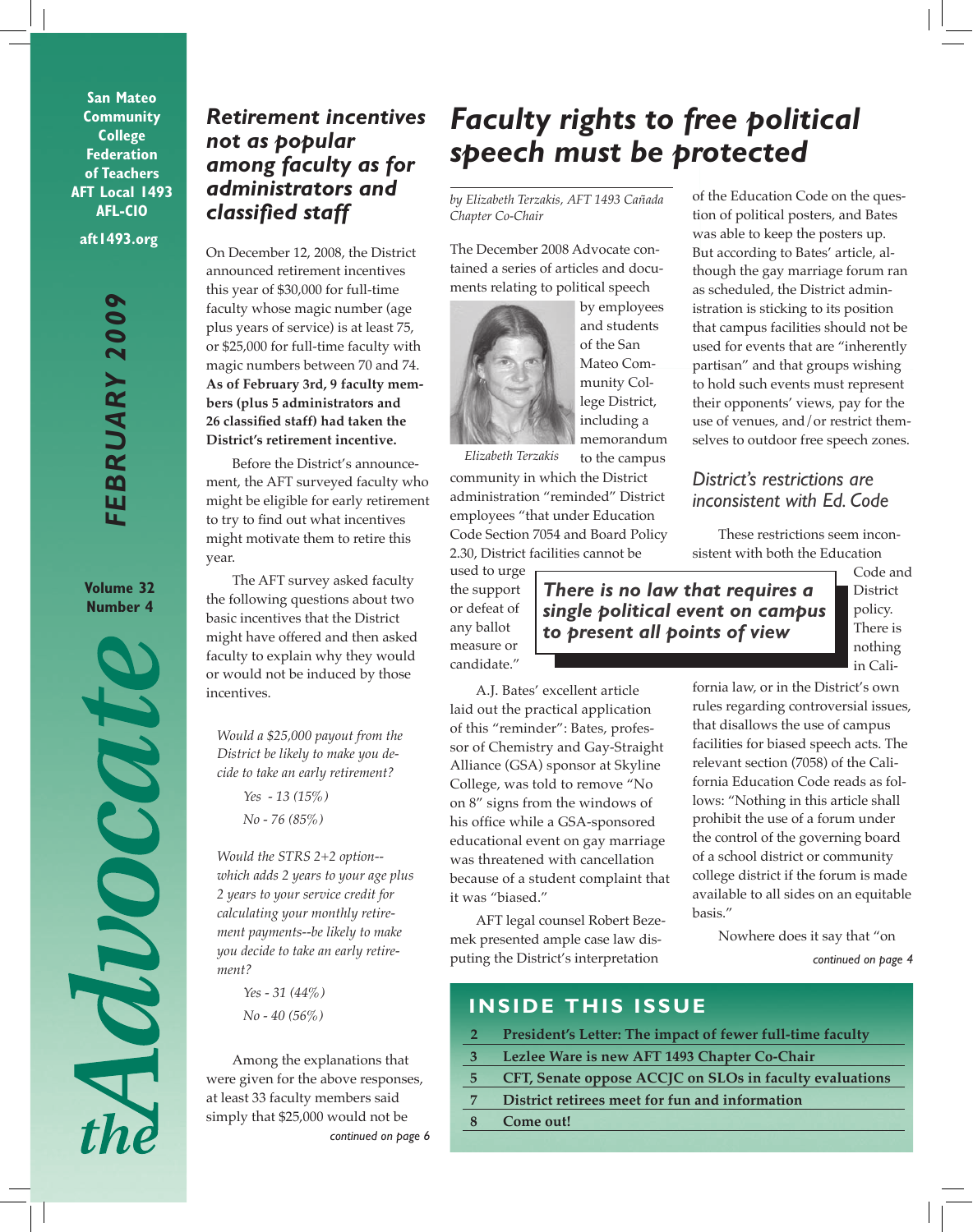San Mateo Community College Federation of Teachers AFT Local 1493 AFL-CIO

aft1493.org

FEBRUARY 2009

Volume 32 Number 4

# the Advocate

## Retirement incentives not as popular among faculty as for administrators and classified staff

On December 12, 2008, the District announced retirement incentives this year of $30,000 for full-time faculty whose magic number (age plus years of service) is at least 75, or $25,000 for full-time faculty with magic numbers between 70 and 74. **As of February 3rd, 9 faculty members (plus 5 administrators and 26 classified staff) had taken the District's retirement incentive.**

Before the District's announcement, the AFT surveyed faculty who might be eligible for early retirement to try to find out what incentives might motivate them to retire this year.

The AFT survey asked faculty the following questions about two basic incentives that the District might have offered and then asked faculty to explain why they would or would not be induced by those incentives.

*Would a $25,000 payout from the District be likely to make you decide to take an early retirement?*

*Yes - 13 (15%)*

*No - 76 (85%)*

*Would the STRS 2+2 option--which adds 2 years to your age plus 2 years to your service credit for calculating your monthly retirement payments--be likely to make you decide to take an early retirement?*

*Yes - 31 (44%)*

*No - 40 (56%)*

Among the explanations that were given for the above responses, at least 33 faculty members said simply that $25,000 would not be

*continued on page 6*

## Faculty rights to free political speech must be protected

*by Elizabeth Terzakis, AFT 1493 Cañada Chapter Co-Chair*

*Elizabeth Terzakis*

The December 2008 Advocate contained a series of articles and documents relating to political speech by employees and students of the San Mateo Community College District, including a memorandum to the campus community in which the District administration "reminded" District employees "that under Education Code Section 7054 and Board Policy 2.30, District facilities cannot be used to urge the support or defeat of any ballot measure or candidate."

A.J. Bates' excellent article laid out the practical application of this "reminder": Bates, professor of Chemistry and Gay-Straight Alliance (GSA) sponsor at Skyline College, was told to remove "No on 8" signs from the windows of his office while a GSA-sponsored educational event on gay marriage was threatened with cancellation because of a student complaint that it was "biased."

AFT legal counsel Robert Bezemek presented ample case law disputing the District's interpretation of the Education Code on the question of political posters, and Bates was able to keep the posters up. But according to Bates' article, although the gay marriage forum ran as scheduled, the District administration is sticking to its position that campus facilities should not be used for events that are "inherently partisan" and that groups wishing to hold such events must represent their opponents' views, pay for the use of venues, and/or restrict themselves to outdoor free speech zones.

### District's restrictions are inconsistent with Ed. Code

These restrictions seem inconsistent with both the Education Code and District policy. There is nothing in California law, or in the District's own rules regarding controversial issues, that disallows the use of campus facilities for biased speech acts. The relevant section (7058) of the California Education Code reads as follows: "Nothing in this article shall prohibit the use of a forum under the control of the governing board of a school district or community college district if the forum is made available to all sides on an equitable basis."

> ***There is no law that requires a single political event on campus to present all points of view***

Nowhere does it say that "on

*continued on page 4*

## INSIDE THIS ISSUE

| | |
|---|---|
| 2 | President's Letter: The impact of fewer full-time faculty |
| 3 | Lezlee Ware is new AFT 1493 Chapter Co-Chair |
| 5 | CFT, Senate oppose ACCJC on SLOs in faculty evaluations |
| 7 | District retirees meet for fun and information |
| 8 | Come out! |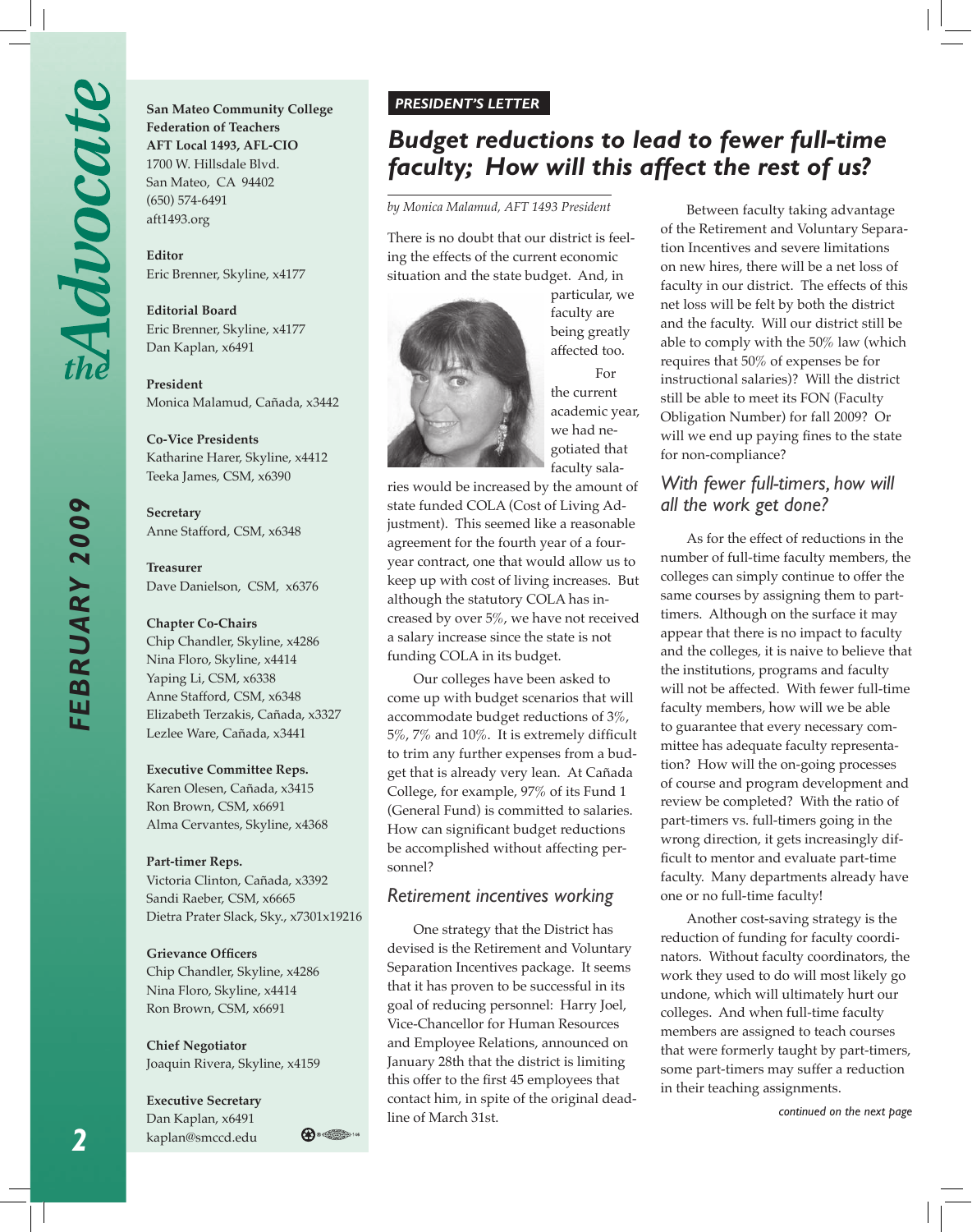San Mateo Community College Federation of Teachers
AFT Local 1493, AFL-CIO
1700 W. Hillsdale Blvd.
San Mateo, CA 94402
(650) 574-6491
aft1493.org

**Editor**
Eric Brenner, Skyline, x4177

**Editorial Board**
Eric Brenner, Skyline, x4177
Dan Kaplan, x6491

**President**
Monica Malamud, Cañada, x3442

**Co-Vice Presidents**
Katharine Harer, Skyline, x4412
Teeka James, CSM, x6390

**Secretary**
Anne Stafford, CSM, x6348

**Treasurer**
Dave Danielson, CSM, x6376

**Chapter Co-Chairs**
Chip Chandler, Skyline, x4286
Nina Floro, Skyline, x4414
Yaping Li, CSM, x6338
Anne Stafford, CSM, x6348
Elizabeth Terzakis, Cañada, x3327
Lezlee Ware, Cañada, x3441

**Executive Committee Reps.**
Karen Olesen, Cañada, x3415
Ron Brown, CSM, x6691
Alma Cervantes, Skyline, x4368

**Part-timer Reps.**
Victoria Clinton, Cañada, x3392
Sandi Raeber, CSM, x6665
Dietra Prater Slack, Sky., x7301x19216

**Grievance Officers**
Chip Chandler, Skyline, x4286
Nina Floro, Skyline, x4414
Ron Brown, CSM, x6691

**Chief Negotiator**
Joaquin Rivera, Skyline, x4159

**Executive Secretary**
Dan Kaplan, x6491
kaplan@smccd.edu

***PRESIDENT'S LETTER***

# *Budget reductions to lead to fewer full-time faculty; How will this affect the rest of us?*

*by Monica Malamud, AFT 1493 President*

There is no doubt that our district is feeling the effects of the current economic situation and the state budget. And, in particular, we faculty are being greatly affected too.

For the current academic year, we had negotiated that faculty salaries would be increased by the amount of state funded COLA (Cost of Living Adjustment). This seemed like a reasonable agreement for the fourth year of a four-year contract, one that would allow us to keep up with cost of living increases. But although the statutory COLA has increased by over 5%, we have not received a salary increase since the state is not funding COLA in its budget.

Our colleges have been asked to come up with budget scenarios that will accommodate budget reductions of 3%, 5%, 7% and 10%. It is extremely difficult to trim any further expenses from a budget that is already very lean. At Cañada College, for example, 97% of its Fund 1 (General Fund) is committed to salaries. How can significant budget reductions be accomplished without affecting personnel?

## *Retirement incentives working*

One strategy that the District has devised is the Retirement and Voluntary Separation Incentives package. It seems that it has proven to be successful in its goal of reducing personnel: Harry Joel, Vice-Chancellor for Human Resources and Employee Relations, announced on January 28th that the district is limiting this offer to the first 45 employees that contact him, in spite of the original deadline of March 31st.

Between faculty taking advantage of the Retirement and Voluntary Separation Incentives and severe limitations on new hires, there will be a net loss of faculty in our district. The effects of this net loss will be felt by both the district and the faculty. Will our district still be able to comply with the 50% law (which requires that 50% of expenses be for instructional salaries)? Will the district still be able to meet its FON (Faculty Obligation Number) for fall 2009? Or will we end up paying fines to the state for non-compliance?

## *With fewer full-timers, how will all the work get done?*

As for the effect of reductions in the number of full-time faculty members, the colleges can simply continue to offer the same courses by assigning them to part-timers. Although on the surface it may appear that there is no impact to faculty and the colleges, it is naive to believe that the institutions, programs and faculty will not be affected. With fewer full-time faculty members, how will we be able to guarantee that every necessary committee has adequate faculty representation? How will the on-going processes of course and program development and review be completed? With the ratio of part-timers vs. full-timers going in the wrong direction, it gets increasingly difficult to mentor and evaluate part-time faculty. Many departments already have one or no full-time faculty!

Another cost-saving strategy is the reduction of funding for faculty coordinators. Without faculty coordinators, the work they used to do will most likely go undone, which will ultimately hurt our colleges. And when full-time faculty members are assigned to teach courses that were formerly taught by part-timers, some part-timers may suffer a reduction in their teaching assignments.

*continued on the next page*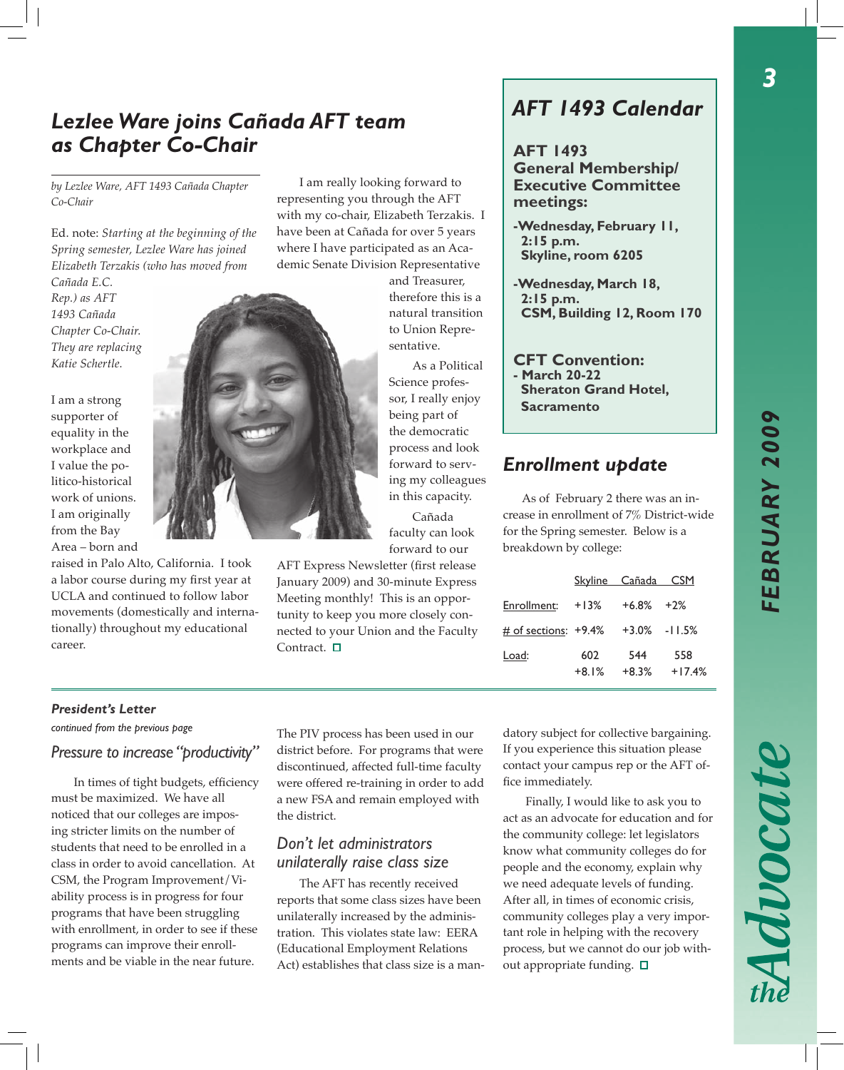## Lezlee Ware joins Cañada AFT team as Chapter Co-Chair

*by Lezlee Ware, AFT 1493 Cañada Chapter Co-Chair*

Ed. note: *Starting at the beginning of the Spring semester, Lezlee Ware has joined Elizabeth Terzakis (who has moved from Cañada E.C. Rep.) as AFT 1493 Cañada Chapter Co-Chair. They are replacing Katie Schertle.*

I am a strong supporter of equality in the workplace and I value the politico-historical work of unions. I am originally from the Bay Area – born and raised in Palo Alto, California. I took a labor course during my first year at UCLA and continued to follow labor movements (domestically and internationally) throughout my educational career.

I am really looking forward to representing you through the AFT with my co-chair, Elizabeth Terzakis. I have been at Cañada for over 5 years where I have participated as an Academic Senate Division Representative and Treasurer, therefore this is a natural transition to Union Representative.

As a Political Science professor, I really enjoy being part of the democratic process and look forward to serving my colleagues in this capacity.

Cañada faculty can look forward to our AFT Express Newsletter (first release January 2009) and 30-minute Express Meeting monthly! This is an opportunity to keep you more closely connected to your Union and the Faculty Contract. □

## AFT 1493 Calendar

**AFT 1493 General Membership/ Executive Committee meetings:**

**-Wednesday, February 11, 2:15 p.m. Skyline, room 6205**

**-Wednesday, March 18, 2:15 p.m. CSM, Building 12, Room 170**

**CFT Convention:**
**- March 20-22 Sheraton Grand Hotel, Sacramento**

## Enrollment update

As of February 2 there was an increase in enrollment of 7% District-wide for the Spring semester. Below is a breakdown by college:

| | Skyline | Cañada | CSM |
|---|---|---|---|
| Enrollment: | +13% | +6.8% | +2% |
| # of sections: | +9.4% | +3.0% | -11.5% |
| Load: | 602<br>+8.1% | 544<br>+8.3% | 558<br>+17.4% |

### President's Letter

*continued from the previous page*

### Pressure to increase "productivity"

In times of tight budgets, efficiency must be maximized. We have all noticed that our colleges are imposing stricter limits on the number of students that need to be enrolled in a class in order to avoid cancellation. At CSM, the Program Improvement/Viability process is in progress for four programs that have been struggling with enrollment, in order to see if these programs can improve their enrollments and be viable in the near future.

The PIV process has been used in our district before. For programs that were discontinued, affected full-time faculty were offered re-training in order to add a new FSA and remain employed with the district.

### Don't let administrators unilaterally raise class size

The AFT has recently received reports that some class sizes have been unilaterally increased by the administration. This violates state law: EERA (Educational Employment Relations Act) establishes that class size is a mandatory subject for collective bargaining. If you experience this situation please contact your campus rep or the AFT office immediately.

Finally, I would like to ask you to act as an advocate for education and for the community college: let legislators know what community colleges do for people and the economy, explain why we need adequate levels of funding. After all, in times of economic crisis, community colleges play a very important role in helping with the recovery process, but we cannot do our job without appropriate funding. □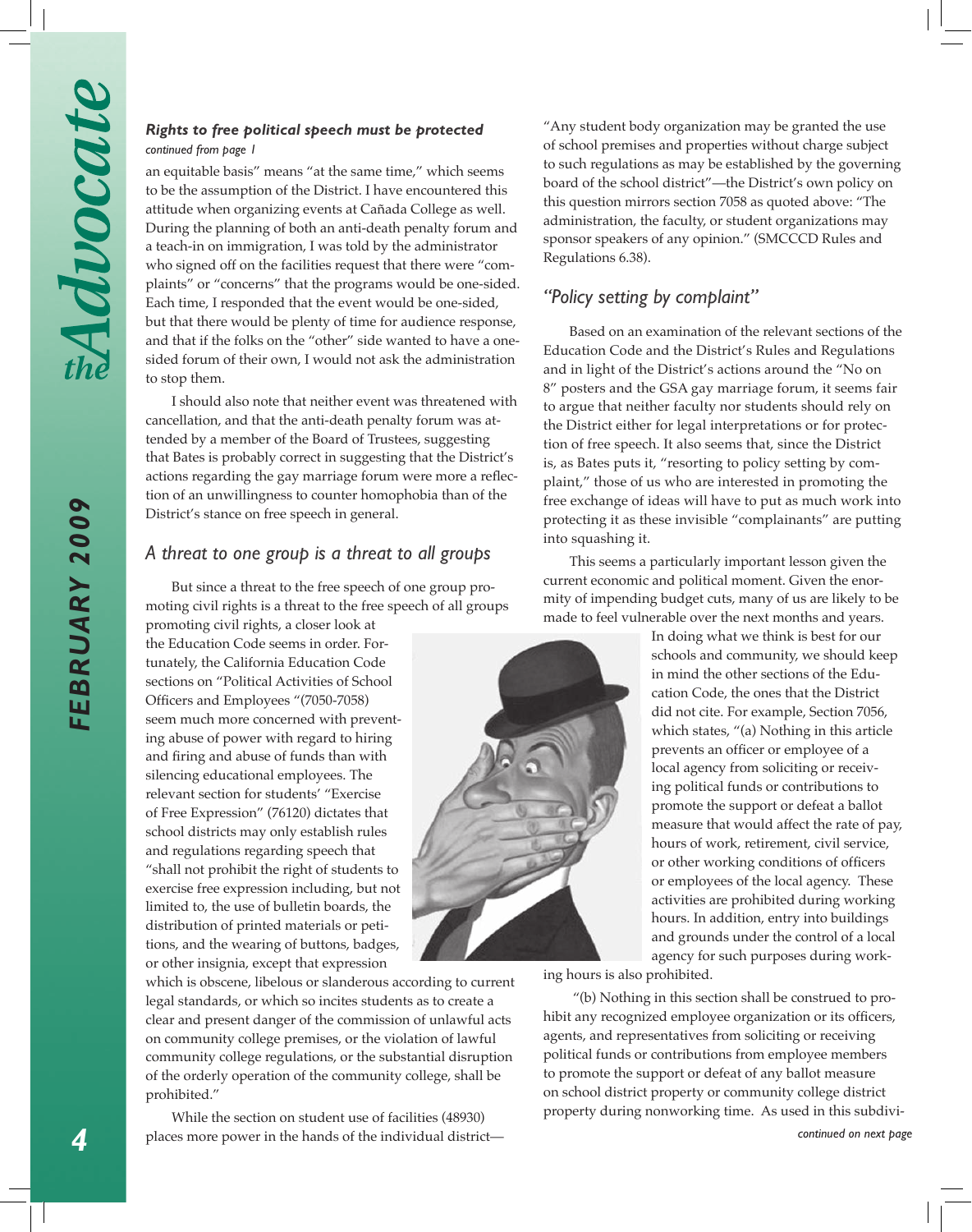### *Rights to free political speech must be protected*

*continued from page 1*

an equitable basis" means "at the same time," which seems to be the assumption of the District. I have encountered this attitude when organizing events at Cañada College as well. During the planning of both an anti-death penalty forum and a teach-in on immigration, I was told by the administrator who signed off on the facilities request that there were "complaints" or "concerns" that the programs would be one-sided. Each time, I responded that the event would be one-sided, but that there would be plenty of time for audience response, and that if the folks on the "other" side wanted to have a one-sided forum of their own, I would not ask the administration to stop them.

I should also note that neither event was threatened with cancellation, and that the anti-death penalty forum was attended by a member of the Board of Trustees, suggesting that Bates is probably correct in suggesting that the District's actions regarding the gay marriage forum were more a reflection of an unwillingness to counter homophobia than of the District's stance on free speech in general.

## *A threat to one group is a threat to all groups*

But since a threat to the free speech of one group promoting civil rights is a threat to the free speech of all groups promoting civil rights, a closer look at the Education Code seems in order. Fortunately, the California Education Code sections on "Political Activities of School Officers and Employees "(7050-7058) seem much more concerned with preventing abuse of power with regard to hiring and firing and abuse of funds than with silencing educational employees. The relevant section for students' "Exercise of Free Expression" (76120) dictates that school districts may only establish rules and regulations regarding speech that "shall not prohibit the right of students to exercise free expression including, but not limited to, the use of bulletin boards, the distribution of printed materials or petitions, and the wearing of buttons, badges, or other insignia, except that expression which is obscene, libelous or slanderous according to current legal standards, or which so incites students as to create a clear and present danger of the commission of unlawful acts on community college premises, or the violation of lawful community college regulations, or the substantial disruption of the orderly operation of the community college, shall be prohibited."

While the section on student use of facilities (48930) places more power in the hands of the individual district—"Any student body organization may be granted the use of school premises and properties without charge subject to such regulations as may be established by the governing board of the school district"—the District's own policy on this question mirrors section 7058 as quoted above: "The administration, the faculty, or student organizations may sponsor speakers of any opinion." (SMCCCD Rules and Regulations 6.38).

## *"Policy setting by complaint"*

Based on an examination of the relevant sections of the Education Code and the District's Rules and Regulations and in light of the District's actions around the "No on 8" posters and the GSA gay marriage forum, it seems fair to argue that neither faculty nor students should rely on the District either for legal interpretations or for protection of free speech. It also seems that, since the District is, as Bates puts it, "resorting to policy setting by complaint," those of us who are interested in promoting the free exchange of ideas will have to put as much work into protecting it as these invisible "complainants" are putting into squashing it.

This seems a particularly important lesson given the current economic and political moment. Given the enormity of impending budget cuts, many of us are likely to be made to feel vulnerable over the next months and years. In doing what we think is best for our schools and community, we should keep in mind the other sections of the Education Code, the ones that the District did not cite. For example, Section 7056, which states, "(a) Nothing in this article prevents an officer or employee of a local agency from soliciting or receiving political funds or contributions to promote the support or defeat a ballot measure that would affect the rate of pay, hours of work, retirement, civil service, or other working conditions of officers or employees of the local agency. These activities are prohibited during working hours. In addition, entry into buildings and grounds under the control of a local agency for such purposes during working hours is also prohibited.

"(b) Nothing in this section shall be construed to prohibit any recognized employee organization or its officers, agents, and representatives from soliciting or receiving political funds or contributions from employee members to promote the support or defeat of any ballot measure on school district property or community college district property during nonworking time. As used in this subdivi-

*continued on next page*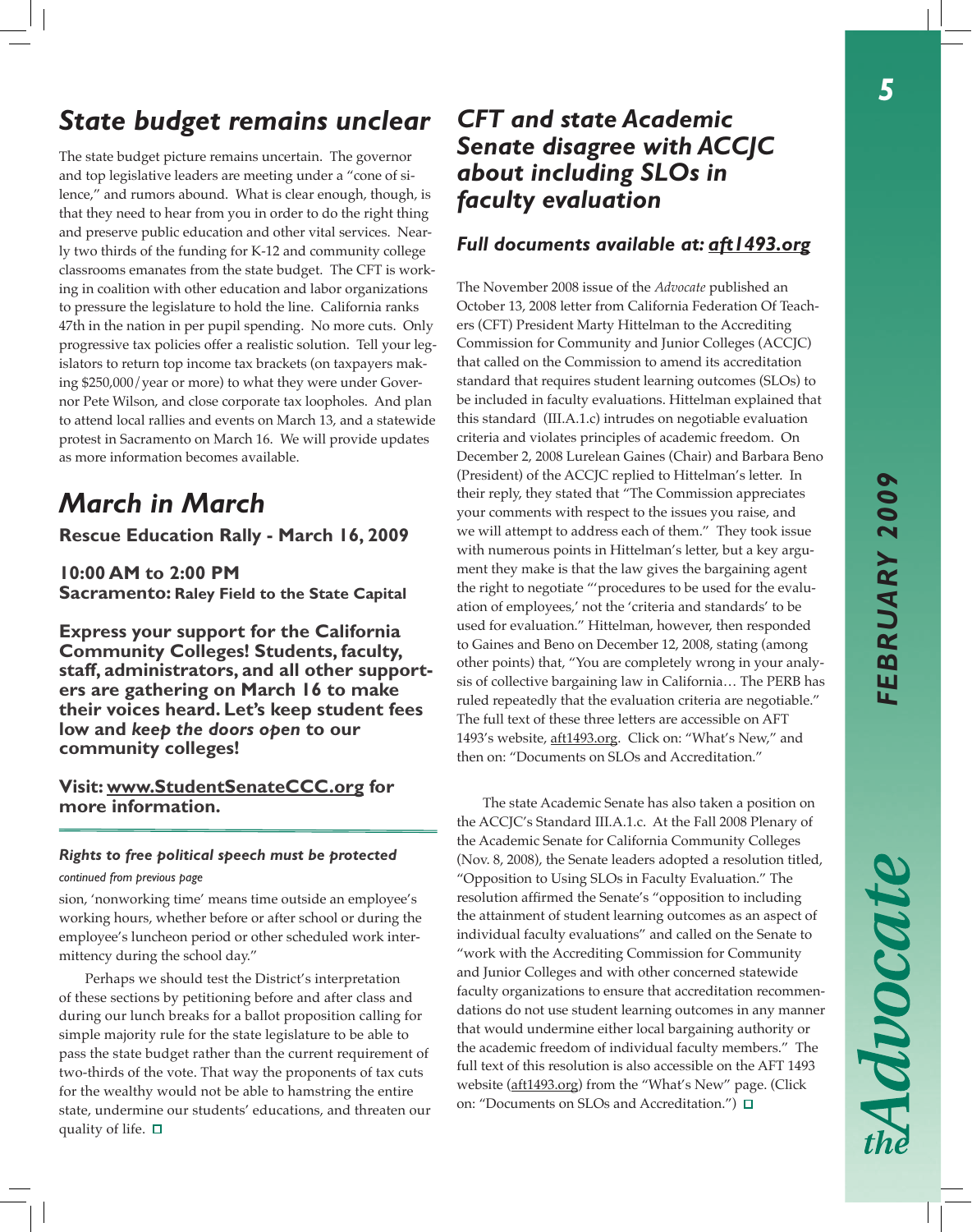## State budget remains unclear

The state budget picture remains uncertain. The governor and top legislative leaders are meeting under a "cone of silence," and rumors abound. What is clear enough, though, is that they need to hear from you in order to do the right thing and preserve public education and other vital services. Nearly two thirds of the funding for K-12 and community college classrooms emanates from the state budget. The CFT is working in coalition with other education and labor organizations to pressure the legislature to hold the line. California ranks 47th in the nation in per pupil spending. No more cuts. Only progressive tax policies offer a realistic solution. Tell your legislators to return top income tax brackets (on taxpayers making $250,000/year or more) to what they were under Governor Pete Wilson, and close corporate tax loopholes. And plan to attend local rallies and events on March 13, and a statewide protest in Sacramento on March 16. We will provide updates as more information becomes available.

## March in March

**Rescue Education Rally - March 16, 2009**

**10:00 AM to 2:00 PM**
**Sacramento: Raley Field to the State Capital**

**Express your support for the California Community Colleges! Students, faculty, staff, administrators, and all other supporters are gathering on March 16 to make their voices heard. Let's keep student fees low and *keep the doors open* to our community colleges!**

**Visit: www.StudentSenateCCC.org for more information.**

---

***Rights to free political speech must be protected***

*continued from previous page*

sion, 'nonworking time' means time outside an employee's working hours, whether before or after school or during the employee's luncheon period or other scheduled work intermittency during the school day."

Perhaps we should test the District's interpretation of these sections by petitioning before and after class and during our lunch breaks for a ballot proposition calling for simple majority rule for the state legislature to be able to pass the state budget rather than the current requirement of two-thirds of the vote. That way the proponents of tax cuts for the wealthy would not be able to hamstring the entire state, undermine our students' educations, and threaten our quality of life. □

## CFT and state Academic Senate disagree with ACCJC about including SLOs in faculty evaluation

***Full documents available at: aft1493.org***

The November 2008 issue of the *Advocate* published an October 13, 2008 letter from California Federation Of Teachers (CFT) President Marty Hittelman to the Accrediting Commission for Community and Junior Colleges (ACCJC) that called on the Commission to amend its accreditation standard that requires student learning outcomes (SLOs) to be included in faculty evaluations. Hittelman explained that this standard (III.A.1.c) intrudes on negotiable evaluation criteria and violates principles of academic freedom. On December 2, 2008 Lurelean Gaines (Chair) and Barbara Beno (President) of the ACCJC replied to Hittelman's letter. In their reply, they stated that "The Commission appreciates your comments with respect to the issues you raise, and we will attempt to address each of them." They took issue with numerous points in Hittelman's letter, but a key argument they make is that the law gives the bargaining agent the right to negotiate "'procedures to be used for the evaluation of employees,' not the 'criteria and standards' to be used for evaluation." Hittelman, however, then responded to Gaines and Beno on December 12, 2008, stating (among other points) that, "You are completely wrong in your analysis of collective bargaining law in California… The PERB has ruled repeatedly that the evaluation criteria are negotiable." The full text of these three letters are accessible on AFT 1493's website, aft1493.org. Click on: "What's New," and then on: "Documents on SLOs and Accreditation."

The state Academic Senate has also taken a position on the ACCJC's Standard III.A.1.c. At the Fall 2008 Plenary of the Academic Senate for California Community Colleges (Nov. 8, 2008), the Senate leaders adopted a resolution titled, "Opposition to Using SLOs in Faculty Evaluation." The resolution affirmed the Senate's "opposition to including the attainment of student learning outcomes as an aspect of individual faculty evaluations" and called on the Senate to "work with the Accrediting Commission for Community and Junior Colleges and with other concerned statewide faculty organizations to ensure that accreditation recommendations do not use student learning outcomes in any manner that would undermine either local bargaining authority or the academic freedom of individual faculty members." The full text of this resolution is also accessible on the AFT 1493 website (aft1493.org) from the "What's New" page. (Click on: "Documents on SLOs and Accreditation.") □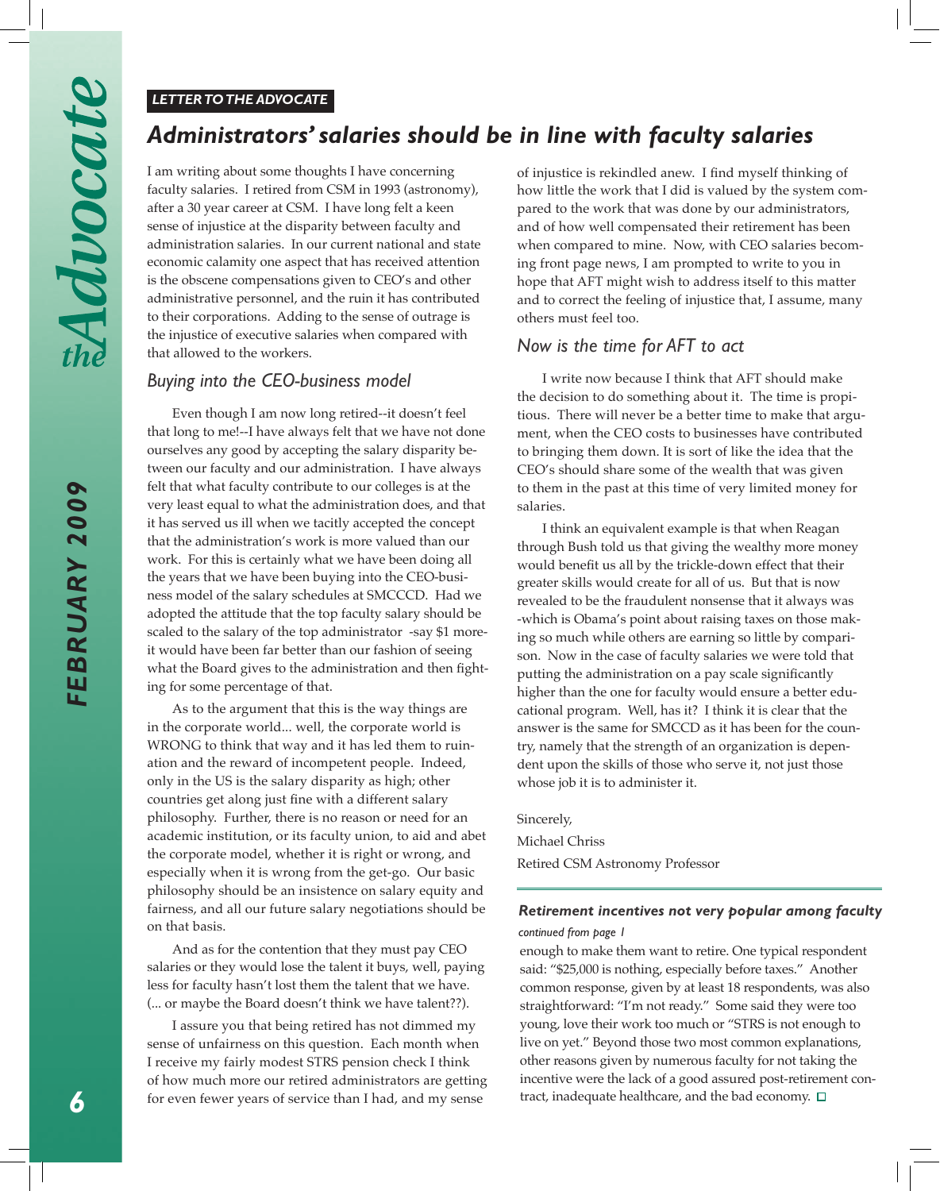**LETTER TO THE ADVOCATE**

# *Administrators' salaries should be in line with faculty salaries*

I am writing about some thoughts I have concerning faculty salaries. I retired from CSM in 1993 (astronomy), after a 30 year career at CSM. I have long felt a keen sense of injustice at the disparity between faculty and administration salaries. In our current national and state economic calamity one aspect that has received attention is the obscene compensations given to CEO's and other administrative personnel, and the ruin it has contributed to their corporations. Adding to the sense of outrage is the injustice of executive salaries when compared with that allowed to the workers.

## *Buying into the CEO-business model*

Even though I am now long retired--it doesn't feel that long to me!--I have always felt that we have not done ourselves any good by accepting the salary disparity between our faculty and our administration. I have always felt that what faculty contribute to our colleges is at the very least equal to what the administration does, and that it has served us ill when we tacitly accepted the concept that the administration's work is more valued than our work. For this is certainly what we have been doing all the years that we have been buying into the CEO-business model of the salary schedules at SMCCCD. Had we adopted the attitude that the top faculty salary should be scaled to the salary of the top administrator -say $1 more-it would have been far better than our fashion of seeing what the Board gives to the administration and then fighting for some percentage of that.

As to the argument that this is the way things are in the corporate world... well, the corporate world is WRONG to think that way and it has led them to ruination and the reward of incompetent people. Indeed, only in the US is the salary disparity as high; other countries get along just fine with a different salary philosophy. Further, there is no reason or need for an academic institution, or its faculty union, to aid and abet the corporate model, whether it is right or wrong, and especially when it is wrong from the get-go. Our basic philosophy should be an insistence on salary equity and fairness, and all our future salary negotiations should be on that basis.

And as for the contention that they must pay CEO salaries or they would lose the talent it buys, well, paying less for faculty hasn't lost them the talent that we have. (... or maybe the Board doesn't think we have talent??).

I assure you that being retired has not dimmed my sense of unfairness on this question. Each month when I receive my fairly modest STRS pension check I think of how much more our retired administrators are getting for even fewer years of service than I had, and my sense of injustice is rekindled anew. I find myself thinking of how little the work that I did is valued by the system compared to the work that was done by our administrators, and of how well compensated their retirement has been when compared to mine. Now, with CEO salaries becoming front page news, I am prompted to write to you in hope that AFT might wish to address itself to this matter and to correct the feeling of injustice that, I assume, many others must feel too.

## *Now is the time for AFT to act*

I write now because I think that AFT should make the decision to do something about it. The time is propitious. There will never be a better time to make that argument, when the CEO costs to businesses have contributed to bringing them down. It is sort of like the idea that the CEO's should share some of the wealth that was given to them in the past at this time of very limited money for salaries.

I think an equivalent example is that when Reagan through Bush told us that giving the wealthy more money would benefit us all by the trickle-down effect that their greater skills would create for all of us. But that is now revealed to be the fraudulent nonsense that it always was -which is Obama's point about raising taxes on those making so much while others are earning so little by comparison. Now in the case of faculty salaries we were told that putting the administration on a pay scale significantly higher than the one for faculty would ensure a better educational program. Well, has it? I think it is clear that the answer is the same for SMCCD as it has been for the country, namely that the strength of an organization is dependent upon the skills of those who serve it, not just those whose job it is to administer it.

Sincerely,

Michael Chriss

Retired CSM Astronomy Professor

---

### *Retirement incentives not very popular among faculty*

*continued from page 1*

enough to make them want to retire. One typical respondent said: "$25,000 is nothing, especially before taxes." Another common response, given by at least 18 respondents, was also straightforward: "I'm not ready." Some said they were too young, love their work too much or "STRS is not enough to live on yet." Beyond those two most common explanations, other reasons given by numerous faculty for not taking the incentive were the lack of a good assured post-retirement contract, inadequate healthcare, and the bad economy. ☐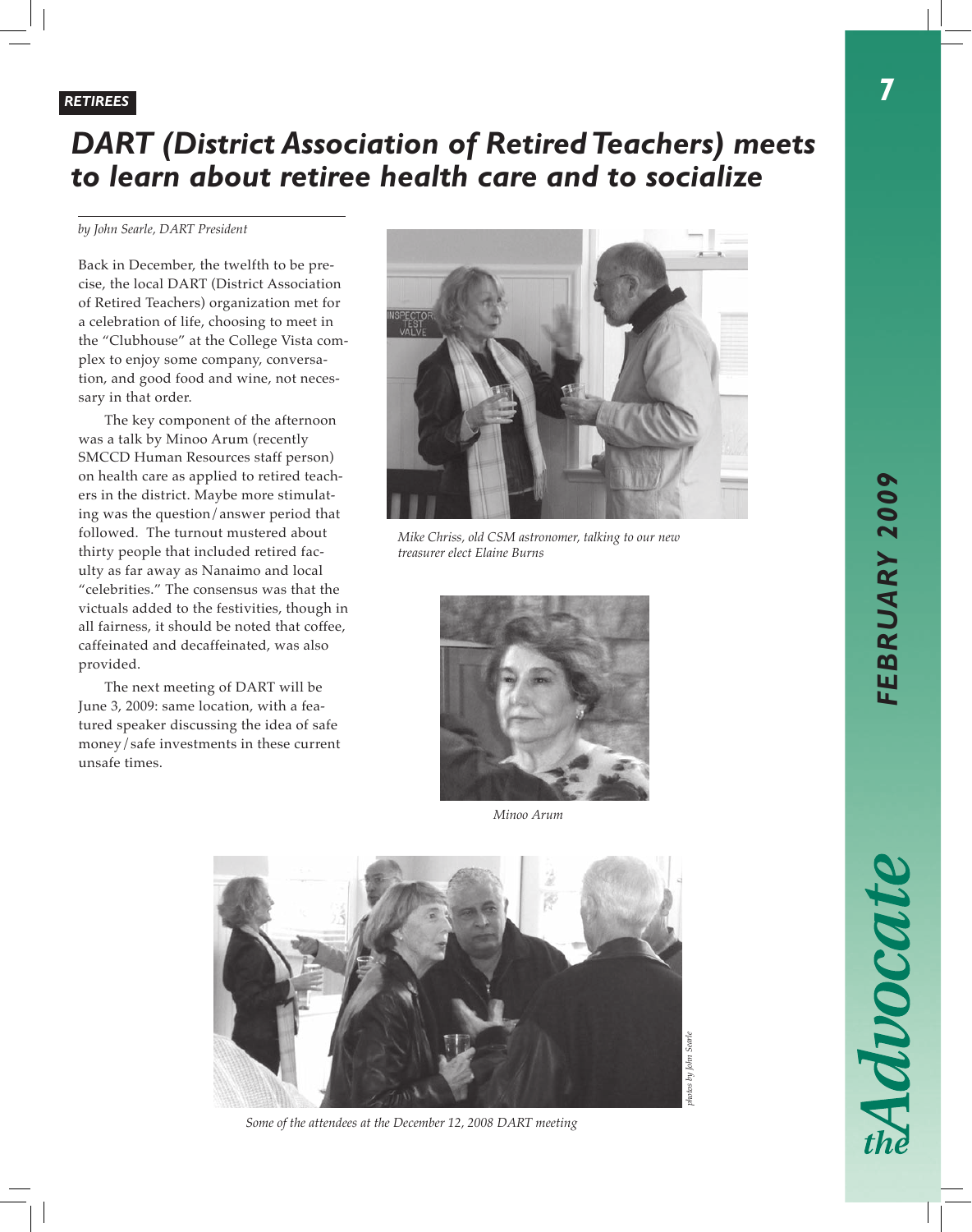RETIREES

# DART (District Association of Retired Teachers) meets to learn about retiree health care and to socialize

*by John Searle, DART President*

Back in December, the twelfth to be precise, the local DART (District Association of Retired Teachers) organization met for a celebration of life, choosing to meet in the "Clubhouse" at the College Vista complex to enjoy some company, conversation, and good food and wine, not necessary in that order.

The key component of the afternoon was a talk by Minoo Arum (recently SMCCD Human Resources staff person) on health care as applied to retired teachers in the district. Maybe more stimulating was the question/answer period that followed. The turnout mustered about thirty people that included retired faculty as far away as Nanaimo and local "celebrities." The consensus was that the victuals added to the festivities, though in all fairness, it should be noted that coffee, caffeinated and decaffeinated, was also provided.

The next meeting of DART will be June 3, 2009: same location, with a featured speaker discussing the idea of safe money/safe investments in these current unsafe times.

*Mike Chriss, old CSM astronomer, talking to our new treasurer elect Elaine Burns*

*Minoo Arum*

*Some of the attendees at the December 12, 2008 DART meeting*

*photos by John Searle*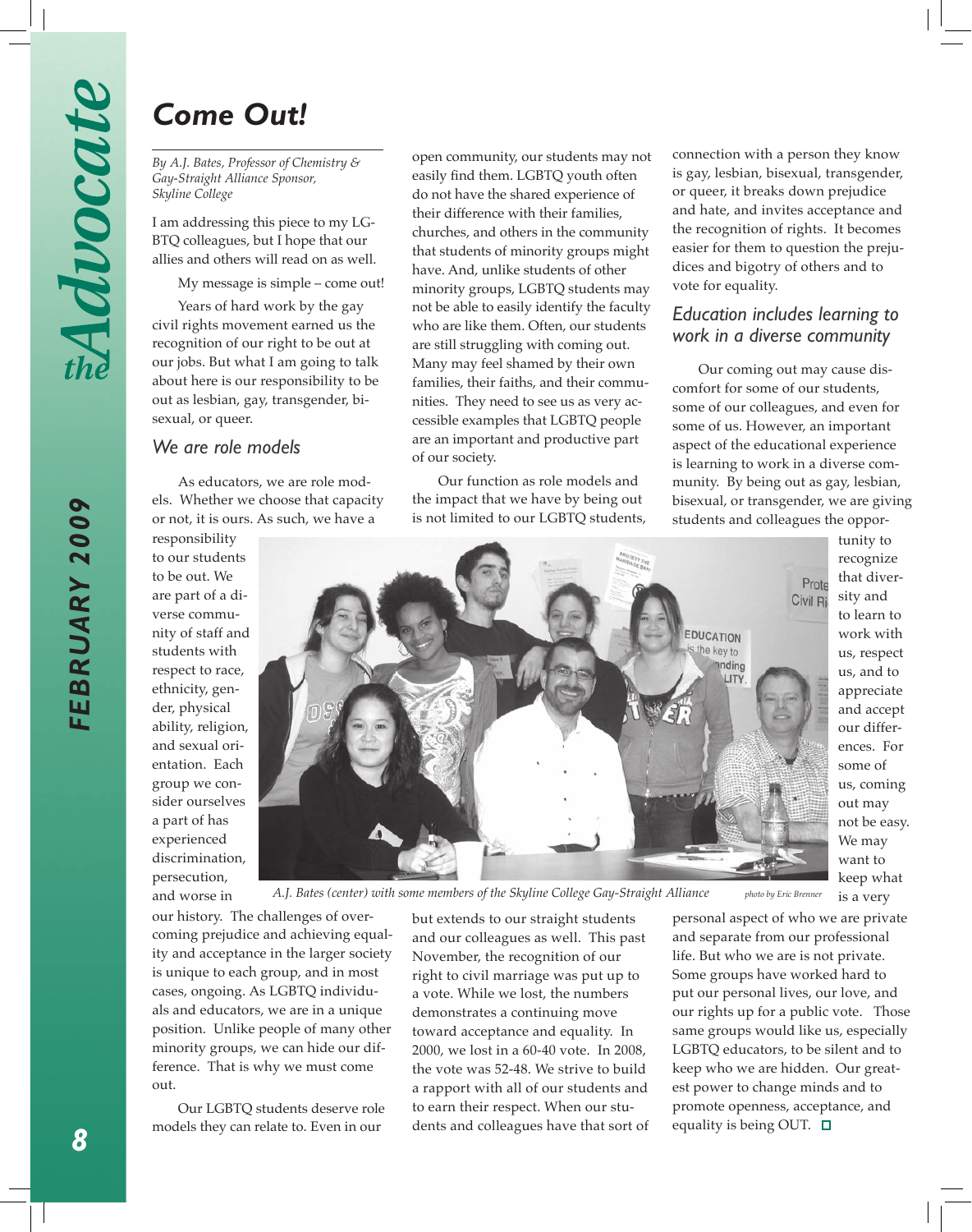# Come Out!

*By A.J. Bates, Professor of Chemistry & Gay-Straight Alliance Sponsor, Skyline College*

I am addressing this piece to my LGBTQ colleagues, but I hope that our allies and others will read on as well.

My message is simple – come out!

Years of hard work by the gay civil rights movement earned us the recognition of our right to be out at our jobs. But what I am going to talk about here is our responsibility to be out as lesbian, gay, transgender, bisexual, or queer.

## *We are role models*

As educators, we are role models. Whether we choose that capacity or not, it is ours. As such, we have a responsibility to our students to be out. We are part of a diverse community of staff and students with respect to race, ethnicity, gender, physical ability, religion, and sexual orientation. Each group we consider ourselves a part of has experienced discrimination, persecution, and worse in our history. The challenges of overcoming prejudice and achieving equality and acceptance in the larger society is unique to each group, and in most cases, ongoing. As LGBTQ individuals and educators, we are in a unique position. Unlike people of many other minority groups, we can hide our difference. That is why we must come out.

Our LGBTQ students deserve role models they can relate to. Even in our open community, our students may not easily find them. LGBTQ youth often do not have the shared experience of their difference with their families, churches, and others in the community that students of minority groups might have. And, unlike students of other minority groups, LGBTQ students may not be able to easily identify the faculty who are like them. Often, our students are still struggling with coming out. Many may feel shamed by their own families, their faiths, and their communities. They need to see us as very accessible examples that LGBTQ people are an important and productive part of our society.

Our function as role models and the impact that we have by being out is not limited to our LGBTQ students, but extends to our straight students and our colleagues as well. This past November, the recognition of our right to civil marriage was put up to a vote. While we lost, the numbers demonstrates a continuing move toward acceptance and equality. In 2000, we lost in a 60-40 vote. In 2008, the vote was 52-48. We strive to build a rapport with all of our students and to earn their respect. When our students and colleagues have that sort of connection with a person they know is gay, lesbian, bisexual, transgender, or queer, it breaks down prejudice and hate, and invites acceptance and the recognition of rights. It becomes easier for them to question the prejudices and bigotry of others and to vote for equality.

## *Education includes learning to work in a diverse community*

Our coming out may cause discomfort for some of our students, some of our colleagues, and even for some of us. However, an important aspect of the educational experience is learning to work in a diverse community. By being out as gay, lesbian, bisexual, or transgender, we are giving students and colleagues the opportunity to recognize that diversity and to learn to work with us, respect us, and to appreciate and accept our differences. For some of us, coming out may not be easy. We may want to keep what is a very personal aspect of who we are private and separate from our professional life. But who we are is not private. Some groups have worked hard to put our personal lives, our love, and our rights up for a public vote. Those same groups would like us, especially LGBTQ educators, to be silent and to keep who we are hidden. Our greatest power to change minds and to promote openness, acceptance, and equality is being OUT. ◻

*A.J. Bates (center) with some members of the Skyline College Gay-Straight Alliance* *photo by Eric Brenner*